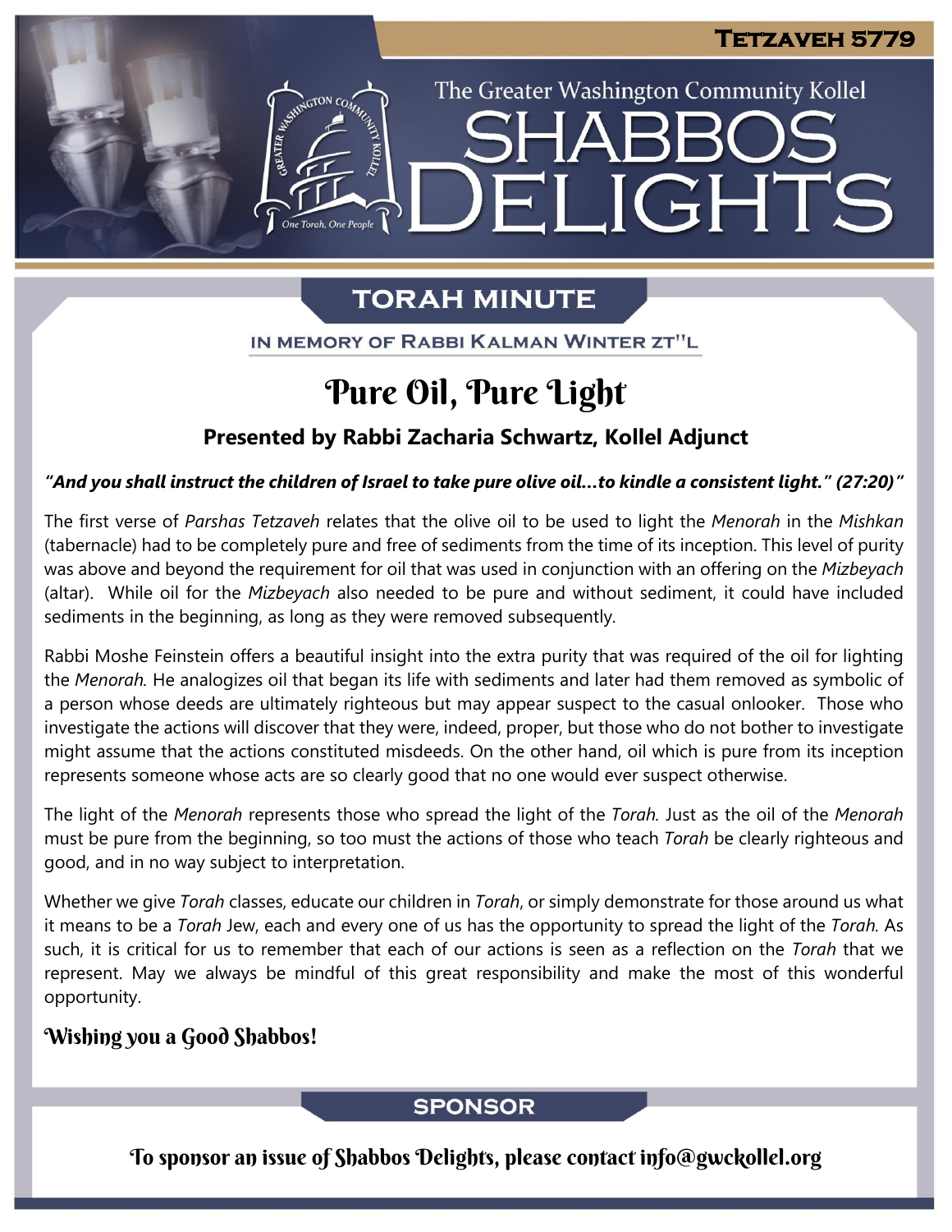Tetzaveh 5779

The Greater Washington Community Kollel

# SHABBOS DELIGHTS

## TORAH MINUTE

IN MEMORY OF RABBI KALMAN WINTER ZT"L

# Pure Oil, Pure Light

### Presented by Rabbi Zacharia Schwartz, Kollel Adjunct

***"And you shall instruct the children of Israel to take pure olive oil…to kindle a consistent light." (27:20)"***

The first verse of *Parshas Tetzaveh* relates that the olive oil to be used to light the *Menorah* in the *Mishkan* (tabernacle) had to be completely pure and free of sediments from the time of its inception. This level of purity was above and beyond the requirement for oil that was used in conjunction with an offering on the *Mizbeyach* (altar). While oil for the *Mizbeyach* also needed to be pure and without sediment, it could have included sediments in the beginning, as long as they were removed subsequently.

Rabbi Moshe Feinstein offers a beautiful insight into the extra purity that was required of the oil for lighting the *Menorah*. He analogizes oil that began its life with sediments and later had them removed as symbolic of a person whose deeds are ultimately righteous but may appear suspect to the casual onlooker. Those who investigate the actions will discover that they were, indeed, proper, but those who do not bother to investigate might assume that the actions constituted misdeeds. On the other hand, oil which is pure from its inception represents someone whose acts are so clearly good that no one would ever suspect otherwise.

The light of the *Menorah* represents those who spread the light of the *Torah*. Just as the oil of the *Menorah* must be pure from the beginning, so too must the actions of those who teach *Torah* be clearly righteous and good, and in no way subject to interpretation.

Whether we give *Torah* classes, educate our children in *Torah*, or simply demonstrate for those around us what it means to be a *Torah* Jew, each and every one of us has the opportunity to spread the light of the *Torah*. As such, it is critical for us to remember that each of our actions is seen as a reflection on the *Torah* that we represent. May we always be mindful of this great responsibility and make the most of this wonderful opportunity.

**Wishing you a Good Shabbos!**

## SPONSOR

To sponsor an issue of Shabbos Delights, please contact info@gwckollel.org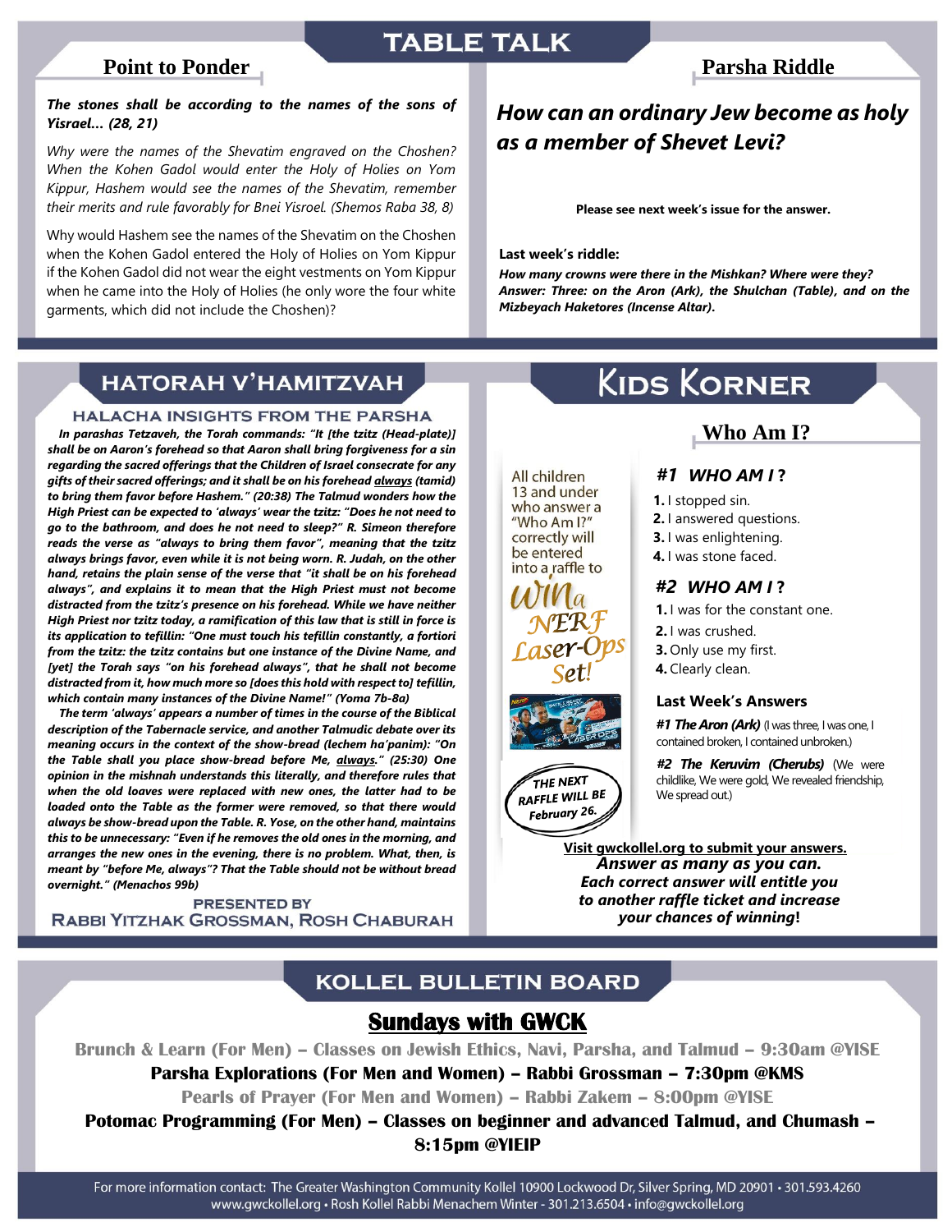# TABLE TALK

## Point to Ponder

***The stones shall be according to the names of the sons of Yisrael... (28, 21)***

*Why were the names of the Shevatim engraved on the Choshen? When the Kohen Gadol would enter the Holy of Holies on Yom Kippur, Hashem would see the names of the Shevatim, remember their merits and rule favorably for Bnei Yisroel. (Shemos Raba 38, 8)*

Why would Hashem see the names of the Shevatim on the Choshen when the Kohen Gadol entered the Holy of Holies on Yom Kippur if the Kohen Gadol did not wear the eight vestments on Yom Kippur when he came into the Holy of Holies (he only wore the four white garments, which did not include the Choshen)?

## Parsha Riddle

***How can an ordinary Jew become as holy as a member of Shevet Levi?***

**Please see next week's issue for the answer.**

**Last week's riddle:**

***How many crowns were there in the Mishkan? Where were they?***
***Answer: Three: on the Aron (Ark), the Shulchan (Table), and on the Mizbeyach Haketores (Incense Altar).***

# HATORAH V'HAMITZVAH

## HALACHA INSIGHTS FROM THE PARSHA

***In parashas Tetzaveh, the Torah commands: "It [the tzitz (Head-plate)] shall be on Aaron's forehead so that Aaron shall bring forgiveness for a sin regarding the sacred offerings that the Children of Israel consecrate for any gifts of their sacred offerings; and it shall be on his forehead always (tamid) to bring them favor before Hashem." (20:38) The Talmud wonders how the High Priest can be expected to 'always' wear the tzitz: "Does he not need to go to the bathroom, and does he not need to sleep?" R. Simeon therefore reads the verse as "always to bring them favor", meaning that the tzitz always brings favor, even while it is not being worn. R. Judah, on the other hand, retains the plain sense of the verse that "it shall be on his forehead always", and explains it to mean that the High Priest must not become distracted from the tzitz's presence on his forehead. While we have neither High Priest nor tzitz today, a ramification of this law that is still in force is its application to tefillin: "One must touch his tefillin constantly, a fortiori from the tzitz: the tzitz contains but one instance of the Divine Name, and [yet] the Torah says "on his forehead always", that he shall not become distracted from it, how much more so [does this hold with respect to] tefillin, which contain many instances of the Divine Name!" (Yoma 7b-8a)***

***The term 'always' appears a number of times in the course of the Biblical description of the Tabernacle service, and another Talmudic debate over its meaning occurs in the context of the show-bread (lechem ha'panim): "On the Table shall you place show-bread before Me, always." (25:30) One opinion in the mishnah understands this literally, and therefore rules that when the old loaves were replaced with new ones, the latter had to be loaded onto the Table as the former were removed, so that there would always be show-bread upon the Table. R. Yose, on the other hand, maintains this to be unnecessary: "Even if he removes the old ones in the morning, and arranges the new ones in the evening, there is no problem. What, then, is meant by "before Me, always"? That the Table should not be without bread overnight." (Menachos 99b)***

PRESENTED BY
RABBI YITZHAK GROSSMAN, ROSH CHABURAH

# KIDS KORNER

All children 13 and under who answer a "Who Am I?" correctly will be entered into a raffle to

*Win a NERF Laser-Ops Set!*

*THE NEXT RAFFLE WILL BE February 26.*

## Who Am I?

### #1 WHO AM I ?

1. I stopped sin.
2. I answered questions.
3. I was enlightening.
4. I was stone faced.

### #2 WHO AM I ?

1. I was for the constant one.
2. I was crushed.
3. Only use my first.
4. Clearly clean.

### Last Week's Answers

***#1 The Aron (Ark)*** (I was three, I was one, I contained broken, I contained unbroken.)

***#2 The Keruvim (Cherubs)*** (We were childlike, We were gold, We revealed friendship, We spread out.)

**Visit gwckollel.org to submit your answers.**
***Answer as many as you can.***
***Each correct answer will entitle you to another raffle ticket and increase your chances of winning!***

# KOLLEL BULLETIN BOARD

## Sundays with GWCK

**Brunch & Learn (For Men) – Classes on Jewish Ethics, Navi, Parsha, and Talmud – 9:30am @YISE**

**Parsha Explorations (For Men and Women) – Rabbi Grossman – 7:30pm @KMS**

**Pearls of Prayer (For Men and Women) – Rabbi Zakem – 8:00pm @YISE**

**Potomac Programming (For Men) – Classes on beginner and advanced Talmud, and Chumash – 8:15pm @YIEIP**

For more information contact: The Greater Washington Community Kollel 10900 Lockwood Dr, Silver Spring, MD 20901 • 301.593.4260
www.gwckollel.org • Rosh Kollel Rabbi Menachem Winter - 301.213.6504 • info@gwckollel.org